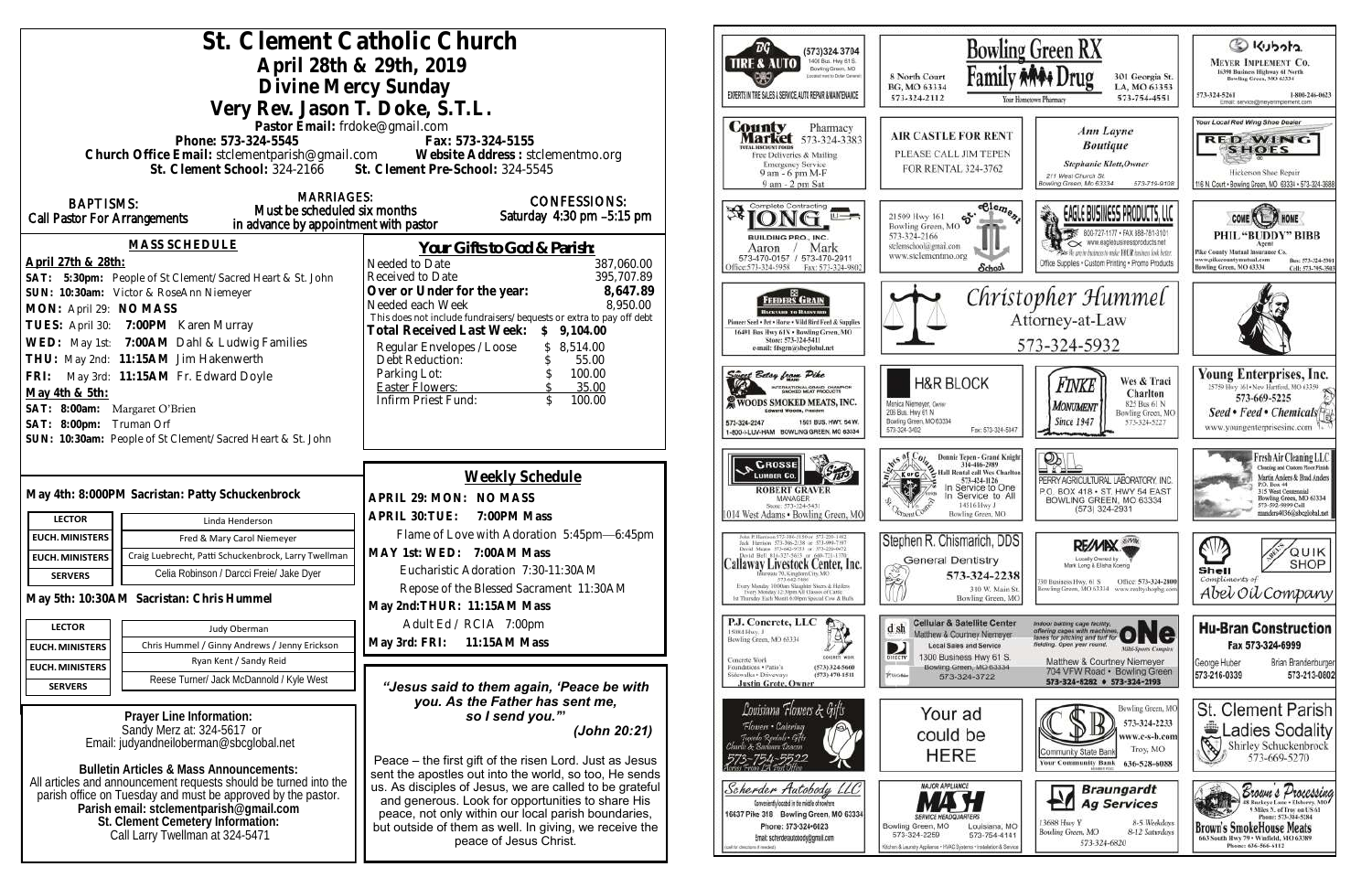# St. Clement Catholic Church

## April 28th & 29th, 2019

## Divine Mercy Sunday

## Very Rev. Jason T. Doke, S.T.L.

Pastor Email: frdoke@gmail.com

Phone: 573-324-5545 Fax: 573-324-5155

Church Office Email: stclementparish@gmail.com Website Address : stclementmo.org

St. Clement School: 324-2166 St. Clement Pre-School: 324-5545

**BAPTISMS:** Call Pastor For Arrangements

**MARRIAGES:** Must be scheduled six months in advance by appointment with pastor

**CONFESSIONS:** Saturday 4:30 pm –5:15 pm

### MASS SCHEDULE

**April 27th & 28th:**

SAT: 5:30pm: People of St Clement/Sacred Heart & St. John
SUN: 10:30am: Victor & RoseAnn Niemeyer
MON: April 29: NO MASS
TUES: April 30: 7:00PM Karen Murray
WED: May 1st: 7:00AM Dahl & Ludwig Families
THU: May 2nd: 11:15AM Jim Hakenwerth
FRI: May 3rd: 11:15AM Fr. Edward Doyle

**May 4th & 5th:**

SAT: 8:00am: Margaret O'Brien
SAT: 8:00pm: Truman Orf
SUN: 10:30am: People of St Clement/Sacred Heart & St. John

### Your Gifts to God & Parish:

| | |
|---|---|
| Needed to Date | 387,060.00 |
| Received to Date | 395,707.89 |
| **Over or Under for the year:** | **8,647.89** |
| Needed each Week | 8,950.00 |

This does not include fundraisers/bequests or extra to pay off debt

| | |
|---|---|
| **Total Received Last Week:** | **$ 9,104.00** |
| Regular Envelopes / Loose | $ 8,514.00 |
| Debt Reduction: | $ 55.00 |
| Parking Lot: | $ 100.00 |
| Easter Flowers: | $ 35.00 |
| Infirm Priest Fund: | $ 100.00 |

**May 4th: 8:000PM Sacristan: Patty Schuckenbrock**

| | |
|---|---|
| LECTOR | Linda Henderson |
| EUCH. MINISTERS | Fred & Mary Carol Niemeyer |
| EUCH. MINISTERS | Craig Luebrecht, Patti Schuckenbrock, Larry Twellman |
| SERVERS | Celia Robinson / Darcci Freie/ Jake Dyer |

**May 5th: 10:30AM Sacristan: Chris Hummel**

| | |
|---|---|
| LECTOR | Judy Oberman |
| EUCH. MINISTERS | Chris Hummel / Ginny Andrews / Jenny Erickson |
| EUCH. MINISTERS | Ryan Kent / Sandy Reid |
| SERVERS | Reese Turner/ Jack McDannold / Kyle West |

### Weekly Schedule

**APRIL 29: MON: NO MASS**

**APRIL 30:TUE: 7:00PM Mass**

Flame of Love with Adoration 5:45pm—6:45pm

**MAY 1st: WED: 7:00AM Mass**

Eucharistic Adoration 7:30-11:30AM

Repose of the Blessed Sacrament 11:30AM

**May 2nd:THUR: 11:15AM Mass**

Adult Ed / RCIA 7:00pm

**May 3rd: FRI: 11:15AM Mass**

**Prayer Line Information:**
Sandy Merz at: 324-5617 or
Email: judyandneiloberman@sbcglobal.net

**Bulletin Articles & Mass Announcements:**
All articles and announcement requests should be turned into the parish office on Tuesday and must be approved by the pastor.
**Parish email: stclementparish@gmail.com**
**St. Clement Cemetery Information:**
Call Larry Twellman at 324-5471

*"Jesus said to them again, 'Peace be with you. As the Father has sent me, so I send you.'" (John 20:21)*

Peace – the first gift of the risen Lord. Just as Jesus sent the apostles out into the world, so too, He sends us. As disciples of Jesus, we are called to be grateful and generous. Look for opportunities to share His peace, not only within our local parish boundaries, but outside of them as well. In giving, we receive the peace of Jesus Christ.

---

BG Tire & Auto (573)324-3704, 1400 Bus. Hwy 61 S, Bowling Green, MO — Experts in Tire Sales & Service, Auto Repair & Maintenance

Bowling Green RX / Family Drug — 8 North Court, BG, MO 63334, 573-324-2112; 301 Georgia St., LA, MO 63353, 573-754-4551 — Your Hometown Pharmacy

Kubota — Meyer Implement Co., 16398 Business Highway 61 North, Bowling Green, MO 63334, 573-324-5261, 1-800-246-0623

County Market Pharmacy 573-324-3383 — Free Deliveries & Mailing, Emergency Service, 9 am - 6 pm M-F, 9 am - 2 pm Sat

Air Castle for Rent — Please call Jim Tepen for rental 324-3762

Ann Layne Boutique — Stephanie Klott, Owner, 211 West Church St., Bowling Green, Mo 63334, 573-719-9108

Red Wing Shoes — Your Local Red Wing Shoe Dealer, Hickerson Shoe Repair, 116 N. Court • Bowling Green, MO 63334 • 573-324-3688

Long Building Pro., Inc. — Complete Contracting — Aaron / Mark, 573-470-0157 / 573-470-2911, Office: 573-324-5958, Fax: 573-324-9802

St. Clement School — 21509 Hwy 161, Bowling Green, MO, 573-324-2166, stclementschool@gmail.com, www.stclementmo.org

Eagle Business Products, LLC — 800-727-1177 • Fax 888-781-3101, www.eaglebusinessproducts.net, Office Supplies • Custom Printing • Promo Products

Phil "Buddy" Bibb, Agent — Pike County Mutual Insurance Co., Bowling Green, MO 63334, Bus: 573-324-5301, Cell: 573-795-3903

Feeders Grain — Backyard to Barnyard, Pioneer Seed • Pet • Horse • Wild Bird Feed & Supplies, 16491 Bus Hwy 61N • Bowling Green, MO, Store: 573-324-5411, e-mail: fdsgrn@sbcglobal.net

Christopher Hummel, Attorney-at-Law, 573-324-5932

Sweet Betsy from Pike — Woods Smoked Meats, Inc., Edward Woods, President, 573-324-2247, 1501 Bus. Hwy. 54 W., 1-800-I-LUV-HAM, Bowling Green, MO 63334

H&R Block — Monica Niemeyer, Owner, 206 Bus. Hwy 61 N, Bowling Green, MO 63334, 573-324-3402, Fax: 573-324-5047

Finke Monument, Since 1947 — Wes & Traci Charlton, 825 Bus 61 N, Bowling Green, MO, 573-324-5227

Young Enterprises, Inc. — 25759 Hwy 161 • New Hartford, MO 63359, 573-669-5225, Seed • Feed • Chemicals, www.youngenterprisesinc.com

Grosse Lumber Co. — Robert Graver, Manager, Store: 573-324-5431, 1014 West Adams • Bowling Green, MO

Knights of Columbus — Donnie Tepen - Grand Knight 314-406-2899, Hall Rental call Wes Charlton 573-424-1126, In Service to One, In Service to All, 14516 Hwy J, Bowling Green, MO

Perry Agricultural Laboratory, Inc. — P.O. Box 418 • St. Hwy 54 East, Bowling Green, MO 63334, (573) 324-2931

Fresh Air Cleaning LLC — Cleaning and Custom Floor Finish, Martin Anders & Brad Anders, P.O. Box 44, 315 West Centennial, Bowling Green, MO 63334, 573-592-9899 Cell, manders4036@sbcglobal.net

Callaway Livestock Center, Inc. — Every Monday 10:00am Slaughter Steers & Heifers, Every Monday 12:30pm All Classes of Cattle, 1st Thursday Each Month 6:00pm Special Cow & Bulls

Stephen R. Chismarich, DDS — General Dentistry, 573-324-2238, 310 W. Main St., Bowling Green, MO

RE/MAX — Locally Owned by Mark Long & Elisha Koenig, 230 Business Hwy. 61 S, Bowling Green, MO 63334, Office: 573-324-2800, www.realtyshopbg.com

Shell / Quik Shop — Compliments of Abel Oil Company

P.J. Concrete, LLC — 15084 Hwy. J, Bowling Green, MO 63334, Concrete Work, Foundations • Patio's, Sidewalks • Driveways, (573) 324-5660, (573) 470-1511, Justin Grote, Owner

Cellular & Satellite Center — dish, Matthew & Courtney Niemeyer, Local Sales and Service, DirecTV, 1300 Business Hwy 61 S., Bowling Green, MO 63334, 573-324-3722

One — Indoor batting cage facility, offering cages with machines, lanes for pitching and turf for fielding. Open year round. Multi-Sports Complex — Matthew & Courtney Niemeyer, 704 VFW Road • Bowling Green, 573-324-8282 • 573-324-2193

Hu-Bran Construction — Fax 573-324-6999, George Huber 573-216-0339, Brian Brandenburger 573-213-0802

Louisiana Flowers & Gifts — Flowers • Catering, Tuxedo Rentals • Gifts, 573-754-5522

Your ad could be HERE

Community State Bank — Your Community Bank, Bowling Green, MO 573-324-2233, www.c-s-b.com, Troy, MO 636-528-6088

St. Clement Parish Ladies Sodality — Shirley Schuckenbrock, 573-669-5270

Scherder Autobody LLC — Conveniently located in the middle of nowhere, 16637 Pike 318 Bowling Green, MO 63334, Phone: 573+324+6023, Email: scherderautobody@gmail.com

Mast — Major Appliance Service Headquarters, Bowling Green, MO 573-324-2259, Louisiana, MO 573-754-4141, Kitchen & Laundry Appliance • HVAC Systems • Installation & Service

Braungardt Ag Services — 13688 Hwy Y, Bowling Green, MO, 8-5 Weekdays, 8-12 Saturdays, 573-324-6820

Brown's Processing — Brown's SmokeHouse Meats, 663 South Hwy 79 • Winfield, MO 63389, Phone: 636-566-6112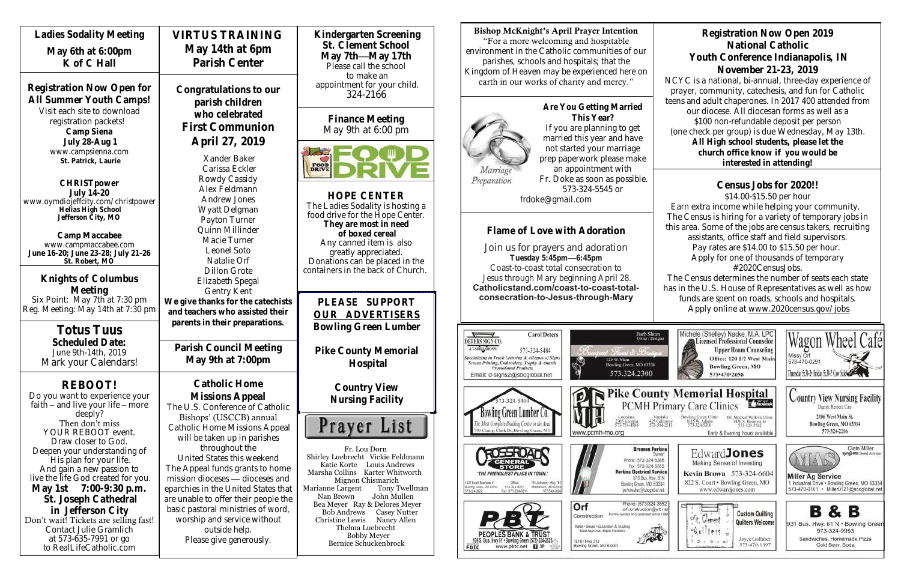## Ladies Sodality Meeting

**May 6th at 6:00pm**
**K of C Hall**

## Registration Now Open for All Summer Youth Camps!

Visit each site to download registration packets!

**Camp Siena**
**July 28-Aug 1**
www.campsienna.com
**St. Patrick, Laurie**

**CHRISTpower**
**July 14-20**
www.oymdiojeffcity.com/christpower
**Helias High School**
**Jefferson City, MO**

**Camp Maccabee**
www.campmaccabee.com
**June 16-20; June 23-28; July 21-26**
**St. Robert, MO**

## Knights of Columbus Meeting

Six Point: May 7th at 7:30 pm
Reg. Meeting: May 14th at 7:30 pm

## Totus Tuus

**Scheduled Date:**
June 9th-14th, 2019
Mark your Calendars!

## REBOOT!

Do you want to experience your faith – and live your life – more deeply?
Then don't miss
YOUR REBOOT event.
Draw closer to God.
Deepen your understanding of His plan for your life.
And gain a new passion to live the life God created for you.

**May 1st 7:00-9:30 p.m.**
**St. Joseph Cathedral in Jefferson City**

Don't wait! Tickets are selling fast!
Contact Julie Gramlich at 573-635-7991 or go to RealLifeCatholic.com

## VIRTUS TRAINING

**May 14th at 6pm**
**Parish Center**

## Congratulations to our parish children who celebrated First Communion April 27, 2019

Xander Baker
Carissa Eckler
Rowdy Cassidy
Alex Feldmann
Andrew Jones
Wyatt Delgman
Payton Turner
Quinn Millinder
Macie Turner
Leonel Soto
Natalie Orf
Dillon Grote
Elizabeth Spegal
Gentry Kent

**We give thanks for the catechists and teachers who assisted their parents in their preparations.**

## Parish Council Meeting

**May 9th at 7:00pm**

## Catholic Home Missions Appeal

The U.S. Conference of Catholic Bishops' (USCCB) annual Catholic Home Missions Appeal will be taken up in parishes throughout the United States this weekend
The Appeal funds grants to home mission dioceses — dioceses and eparchies in the United States that are unable to offer their people the basic pastoral ministries of word, worship and service without outside help.
Please give generously.

## Kindergarten Screening

**St. Clement School**
**May 7th—May 17th**
Please call the school to make an appointment for your child.
324-2166

## Finance Meeting

May 9th at 6:00 pm

## FOOD DRIVE

**HOPE CENTER**
The Ladies Sodality is hosting a food drive for the Hope Center.
**They are most in need of boxed cereal**
Any canned item is also greatly appreciated.
Donations can be placed in the containers in the back of Church.

## PLEASE SUPPORT OUR ADVERTISERS

**Bowling Green Lumber**

**Pike County Memorial Hospital**

**Country View Nursing Facility**

## Prayer List

Fr. Lou Dorn
Shirley Luebrecht Vickie Feldmann
Katie Korte Louis Andrews
Marsha Collins Karter Whitworth
Mignon Chismarich
Marianne Largent Tony Twellman
Nan Brown John Mullen
Bea Meyer Ray & Delores Meyer
Bob Andrews Casey Nutter
Christine Lewis Nancy Allen
Thelma Luebrecht
Bobby Meyer
Bernice Schuckenbrock

## Bishop McKnight's April Prayer Intention

"For a more welcoming and hospitable environment in the Catholic communities of our parishes, schools and hospitals; that the Kingdom of Heaven may be experienced here on earth in our works of charity and mercy."

## Are You Getting Married This Year?

Marriage Preparation

If you are planning to get married this year and have not started your marriage prep paperwork please make an appointment with Fr. Doke as soon as possible. 573-324-5545 or frdoke@gmail.com

## Flame of Love with Adoration

Join us for prayers and adoration
**Tuesday 5:45pm—6:45pm**
Coast-to-coast total consecration to Jesus through Mary beginning April 28.
**Catholicstand.com/coast-to-coast-total-consecration-to-Jesus-through-Mary**

## Registration Now Open 2019 National Catholic Youth Conference Indianapolis, IN November 21-23, 2019

NCYC is a national, bi-annual, three-day experience of prayer, community, catechesis, and fun for Catholic teens and adult chaperones. In 2017 400 attended from our diocese. All diocesan forms as well as a $100 non-refundable deposit per person (one check per group) is due Wednesday, May 13th.
**All High school students, please let the church office know if you would be interested in attending!**

## Census Jobs for 2020!!

$14.00-$15.50 per hour
Earn extra income while helping your community. The Census is hiring for a variety of temporary jobs in this area. Some of the jobs are census takers, recruiting assistants, office staff and field supervisors.
Pay rates are $14.00 to $15.50 per hour.
Apply for one of thousands of temporary #2020CensusJobs.
The Census determines the number of seats each state has in the U.S. House of Representatives as well as how funds are spent on roads, schools and hospitals.
Apply online at www.2020census.gov/jobs

---

**Deters Sign Co.** — Carol Deters — 573-324-5484 — Specializing in Truck Lettering & All types of Signs, Screen Printing, Embroidery, Trophy & Awards, Promotional Products — Email: d-signs2@sbcglobal.net

**Bouquet Treats & Boutique** — Barb Shinn, Owner / Designer — 120 W Main, Bowling Green, MO 63334 — 573.324.2300

**Michele (Shelley) Nacke, M.A. LPC** — Licensed Professional Counselor — Upper Room Counseling — Office: 120 1/2 West Main, Bowling Green, MO — 573•470•2056

**Wagon Wheel Café** — Missy Orf — 573-470-0291

**Bowling Green Lumber Co.** — 573-324-5400 — The Most Complete Building Center in the Area — 700 Champ Clark Dr, Bowling Green, MO

**Pike County Memorial Hospital** — PCMH Primary Care Clinics — Louisiana 2305 Georgia 573-754-4584 — Vandalia 425 Galloway 573-594-2111 — Bowling Green Clinic 1015 W. Adams 573-324-5300 — BG Medical Walk-In Clinic 1420 S. Business 61 573-324-5552 — www.pcmh-mo.org — Early & Evening hours available

**Country View Nursing Facility** — Dignity, Respect, Care — 2106 West Main St., Bowling Green, MO 63334 — 573-324-2216

**Crossroads General Store** — "The Friendliest Place in Town." — 1501 South Business 61, Bowling Green, MO 63334, 573-324-2822 — Office 573-324-6811, Fax 573-324-6811 — 110 Johnson - Hwy 161, Middletown, MO 63359, 573-549-2090

**Perkins Electrical Service** — Brennen Perkins, Owner — Phone: 573-324-5366 — Fax: 573-324-5315 — 815 Bus. Hwy. 61N, Bowling Green, MO 63334 — perkinselec@sbcglobal.net

**Edward Jones** — Making Sense of Investing — Kevin Brown 573-324-6604 — 822 S. Court • Bowling Green, MO — www.edwardjones.com

**Miller Ag Service** — Clete Miller, syngenta Seed Advisor — 1 Industrial Drive • Bowling Green, MO 63334 — 573-470-0101 • Miller0121@sbcglobal.net

**Peoples Bank & Trust** — 1065 Bus. Hwy 61 • Bowling Green (573) 324-2525 — www.pbtc.net — Member FDIC

**Orf Construction** — Phone: (573)324-3352 — orfconstruction@att.net — Family owned and operated since 1964 — Water • Sewer • Excavation & Trucking — State Approved Septic Installers — 15181 Pike 313, Bowling Green, MO 63334

**St. Clement Quilters** — Custom Quilting — Quilters Welcome — Joyce Gollaher 573-470-1997

**B & B** — 931 Bus. Hwy. 61 N • Bowling Green — 573-324-9993 — Sandwiches, Homemade Pizza, Cold Beer, Soda